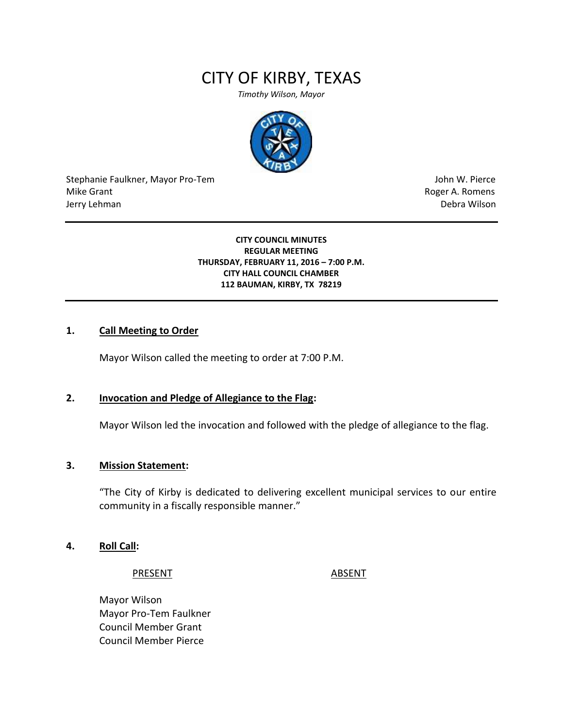# CITY OF KIRBY, TEXAS

*Timothy Wilson, Mayor*

Stephanie Faulkner, Mayor Pro-Tem
Mike Grant
Jerry Lehman

John W. Pierce
Roger A. Romens
Debra Wilson

---

**CITY COUNCIL MINUTES**
**REGULAR MEETING**
**THURSDAY, FEBRUARY 11, 2016 – 7:00 P.M.**
**CITY HALL COUNCIL CHAMBER**
**112 BAUMAN, KIRBY, TX 78219**

---

## 1. Call Meeting to Order

Mayor Wilson called the meeting to order at 7:00 P.M.

## 2. Invocation and Pledge of Allegiance to the Flag:

Mayor Wilson led the invocation and followed with the pledge of allegiance to the flag.

## 3. Mission Statement:

"The City of Kirby is dedicated to delivering excellent municipal services to our entire community in a fiscally responsible manner."

## 4. Roll Call:

| PRESENT | ABSENT |
|---|---|
| Mayor Wilson | |
| Mayor Pro-Tem Faulkner | |
| Council Member Grant | |
| Council Member Pierce | |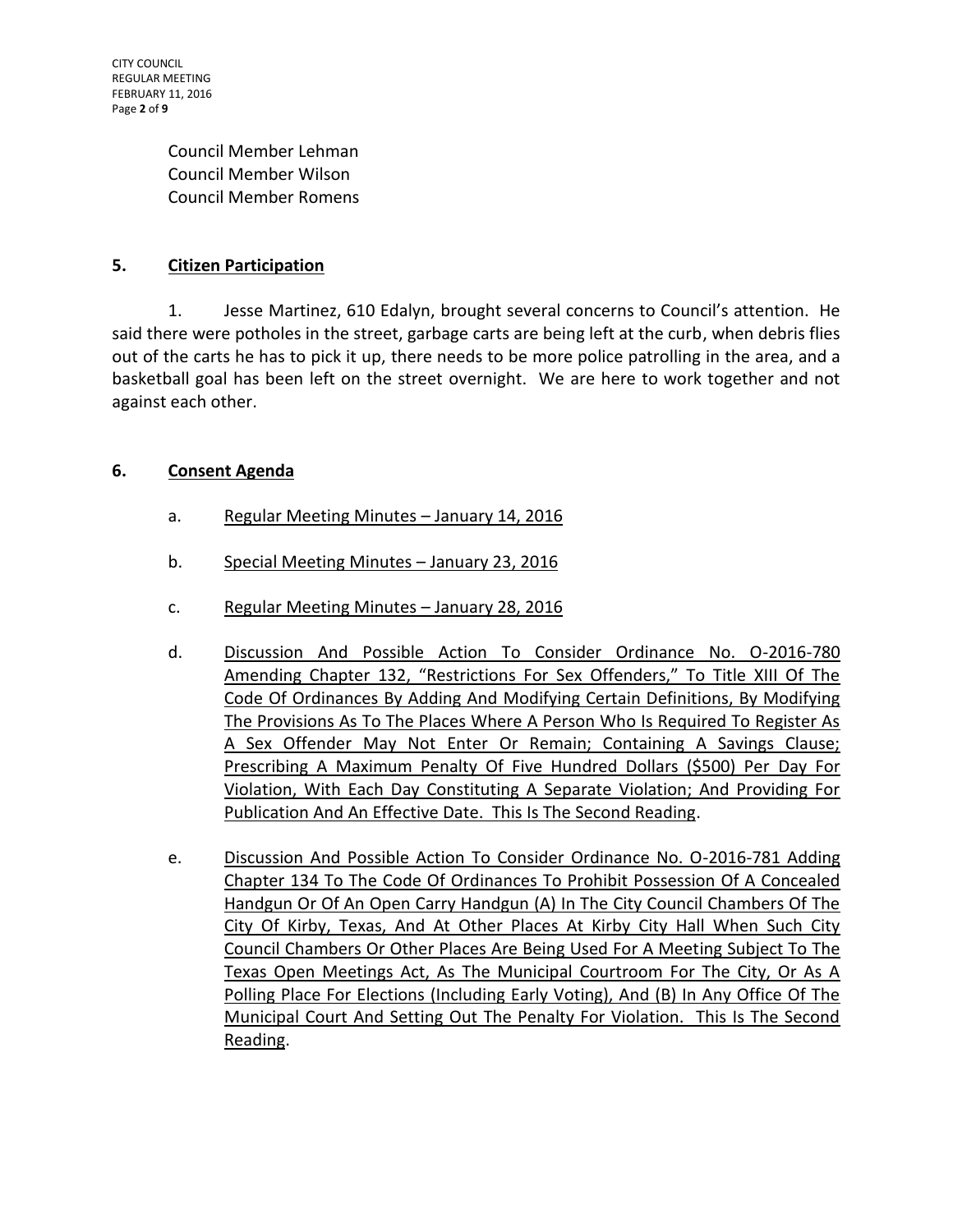Council Member Lehman
Council Member Wilson
Council Member Romens

## 5. Citizen Participation

1. Jesse Martinez, 610 Edalyn, brought several concerns to Council's attention. He said there were potholes in the street, garbage carts are being left at the curb, when debris flies out of the carts he has to pick it up, there needs to be more police patrolling in the area, and a basketball goal has been left on the street overnight. We are here to work together and not against each other.

## 6. Consent Agenda

a. Regular Meeting Minutes – January 14, 2016

b. Special Meeting Minutes – January 23, 2016

c. Regular Meeting Minutes – January 28, 2016

d. Discussion And Possible Action To Consider Ordinance No. O-2016-780 Amending Chapter 132, "Restrictions For Sex Offenders," To Title XIII Of The Code Of Ordinances By Adding And Modifying Certain Definitions, By Modifying The Provisions As To The Places Where A Person Who Is Required To Register As A Sex Offender May Not Enter Or Remain; Containing A Savings Clause; Prescribing A Maximum Penalty Of Five Hundred Dollars ($500) Per Day For Violation, With Each Day Constituting A Separate Violation; And Providing For Publication And An Effective Date. This Is The Second Reading.

e. Discussion And Possible Action To Consider Ordinance No. O-2016-781 Adding Chapter 134 To The Code Of Ordinances To Prohibit Possession Of A Concealed Handgun Or Of An Open Carry Handgun (A) In The City Council Chambers Of The City Of Kirby, Texas, And At Other Places At Kirby City Hall When Such City Council Chambers Or Other Places Are Being Used For A Meeting Subject To The Texas Open Meetings Act, As The Municipal Courtroom For The City, Or As A Polling Place For Elections (Including Early Voting), And (B) In Any Office Of The Municipal Court And Setting Out The Penalty For Violation. This Is The Second Reading.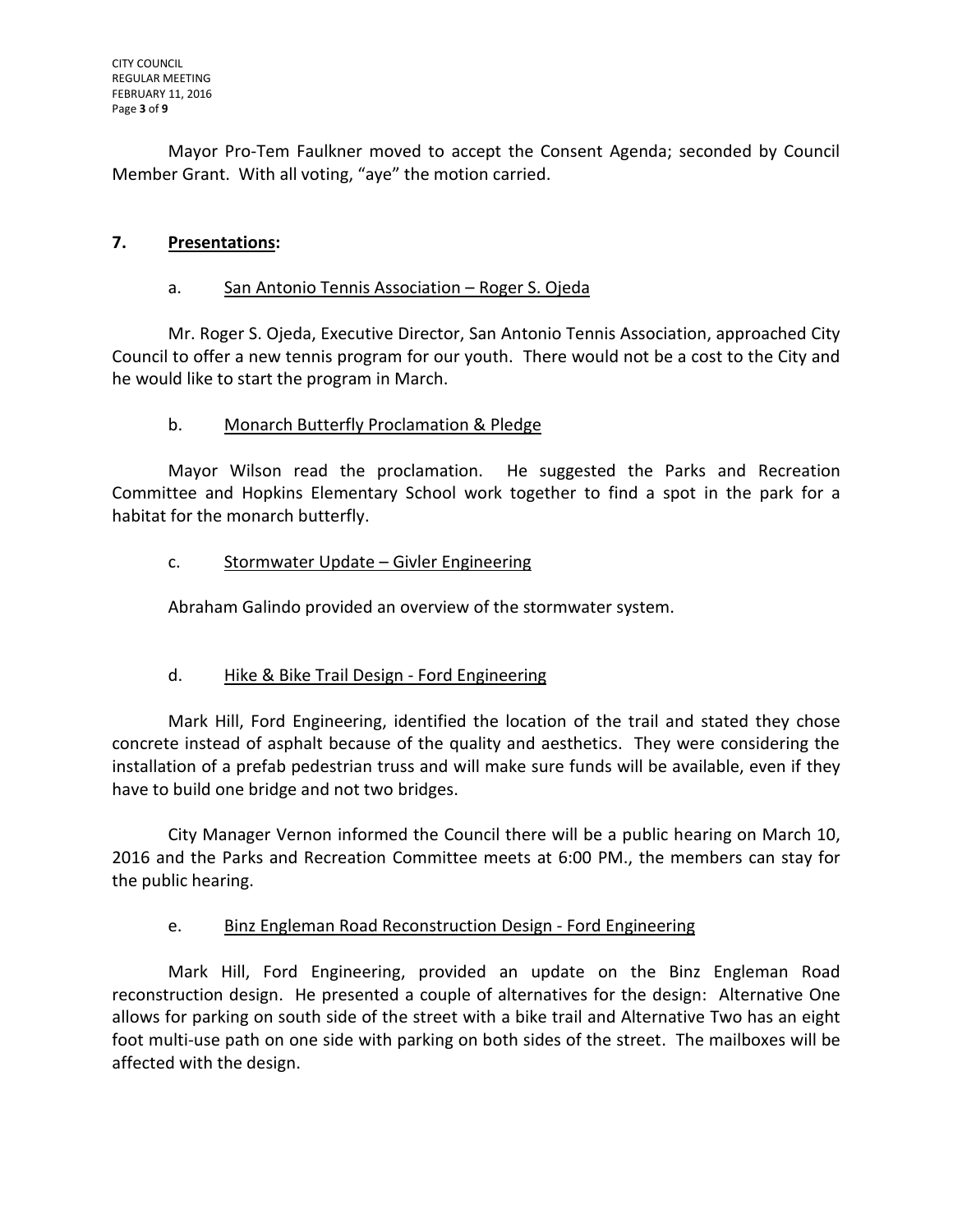Mayor Pro-Tem Faulkner moved to accept the Consent Agenda; seconded by Council Member Grant. With all voting, "aye" the motion carried.

## 7. **Presentations:**

a. San Antonio Tennis Association – Roger S. Ojeda

Mr. Roger S. Ojeda, Executive Director, San Antonio Tennis Association, approached City Council to offer a new tennis program for our youth. There would not be a cost to the City and he would like to start the program in March.

b. Monarch Butterfly Proclamation & Pledge

Mayor Wilson read the proclamation. He suggested the Parks and Recreation Committee and Hopkins Elementary School work together to find a spot in the park for a habitat for the monarch butterfly.

c. Stormwater Update – Givler Engineering

Abraham Galindo provided an overview of the stormwater system.

d. Hike & Bike Trail Design - Ford Engineering

Mark Hill, Ford Engineering, identified the location of the trail and stated they chose concrete instead of asphalt because of the quality and aesthetics. They were considering the installation of a prefab pedestrian truss and will make sure funds will be available, even if they have to build one bridge and not two bridges.

City Manager Vernon informed the Council there will be a public hearing on March 10, 2016 and the Parks and Recreation Committee meets at 6:00 PM., the members can stay for the public hearing.

e. Binz Engleman Road Reconstruction Design - Ford Engineering

Mark Hill, Ford Engineering, provided an update on the Binz Engleman Road reconstruction design. He presented a couple of alternatives for the design: Alternative One allows for parking on south side of the street with a bike trail and Alternative Two has an eight foot multi-use path on one side with parking on both sides of the street. The mailboxes will be affected with the design.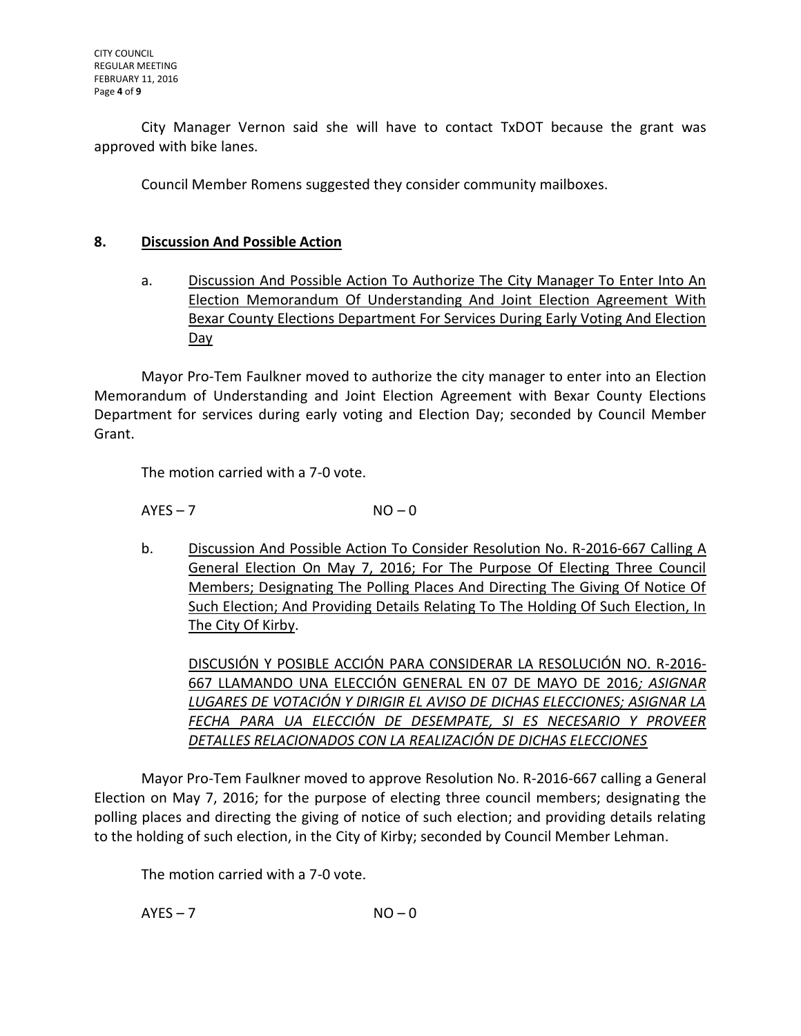City Manager Vernon said she will have to contact TxDOT because the grant was approved with bike lanes.

Council Member Romens suggested they consider community mailboxes.

## 8. Discussion And Possible Action

a. Discussion And Possible Action To Authorize The City Manager To Enter Into An Election Memorandum Of Understanding And Joint Election Agreement With Bexar County Elections Department For Services During Early Voting And Election Day

Mayor Pro-Tem Faulkner moved to authorize the city manager to enter into an Election Memorandum of Understanding and Joint Election Agreement with Bexar County Elections Department for services during early voting and Election Day; seconded by Council Member Grant.

The motion carried with a 7-0 vote.

AYES – 7 NO – 0

b. Discussion And Possible Action To Consider Resolution No. R-2016-667 Calling A General Election On May 7, 2016; For The Purpose Of Electing Three Council Members; Designating The Polling Places And Directing The Giving Of Notice Of Such Election; And Providing Details Relating To The Holding Of Such Election, In The City Of Kirby.

DISCUSIÓN Y POSIBLE ACCIÓN PARA CONSIDERAR LA RESOLUCIÓN NO. R-2016-667 LLAMANDO UNA ELECCIÓN GENERAL EN 07 DE MAYO DE 2016*; ASIGNAR LUGARES DE VOTACIÓN Y DIRIGIR EL AVISO DE DICHAS ELECCIONES; ASIGNAR LA FECHA PARA UA ELECCIÓN DE DESEMPATE, SI ES NECESARIO Y PROVEER DETALLES RELACIONADOS CON LA REALIZACIÓN DE DICHAS ELECCIONES*

Mayor Pro-Tem Faulkner moved to approve Resolution No. R-2016-667 calling a General Election on May 7, 2016; for the purpose of electing three council members; designating the polling places and directing the giving of notice of such election; and providing details relating to the holding of such election, in the City of Kirby; seconded by Council Member Lehman.

The motion carried with a 7-0 vote.

AYES – 7 NO – 0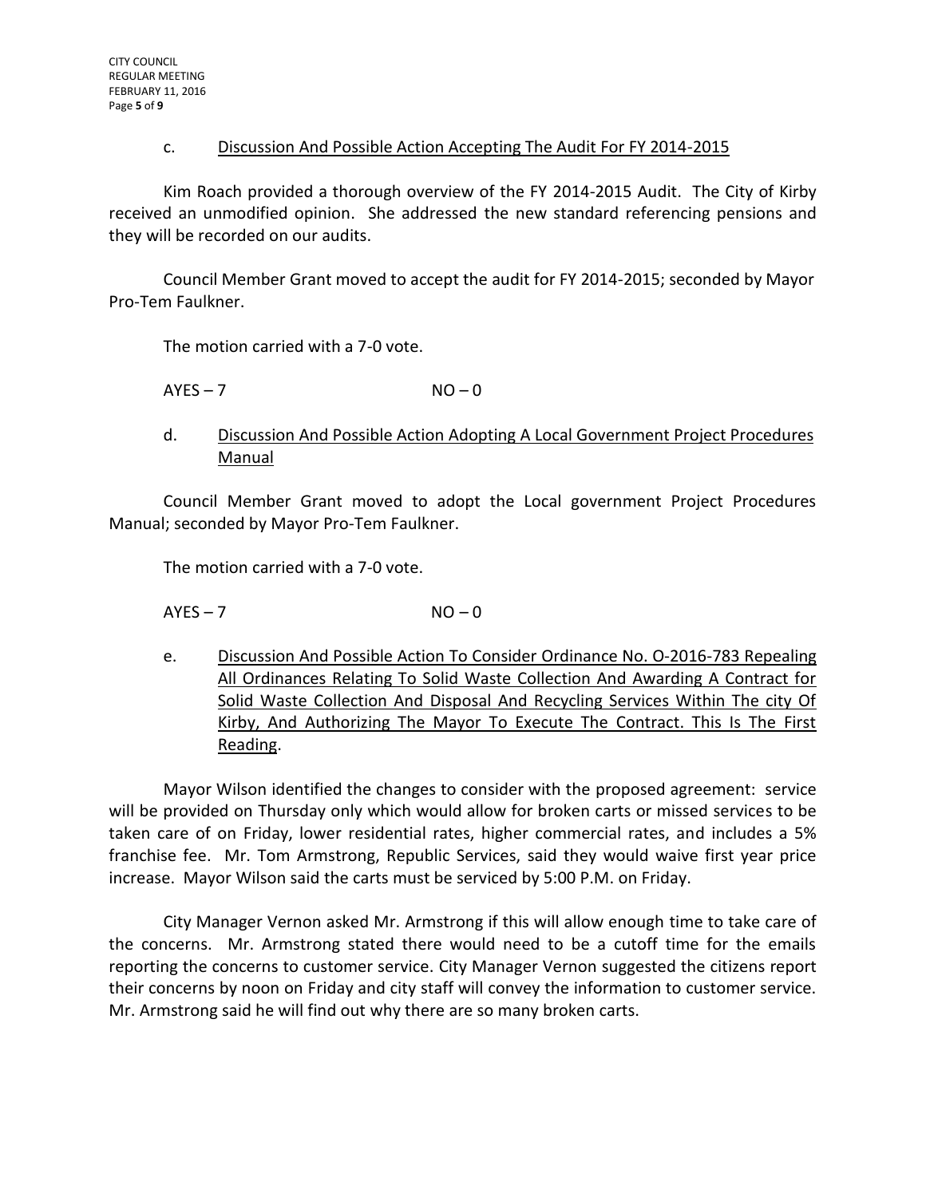c. <u>Discussion And Possible Action Accepting The Audit For FY 2014-2015</u>

Kim Roach provided a thorough overview of the FY 2014-2015 Audit. The City of Kirby received an unmodified opinion. She addressed the new standard referencing pensions and they will be recorded on our audits.

Council Member Grant moved to accept the audit for FY 2014-2015; seconded by Mayor Pro-Tem Faulkner.

The motion carried with a 7-0 vote.

AYES – 7 NO – 0

d. <u>Discussion And Possible Action Adopting A Local Government Project Procedures Manual</u>

Council Member Grant moved to adopt the Local government Project Procedures Manual; seconded by Mayor Pro-Tem Faulkner.

The motion carried with a 7-0 vote.

AYES – 7 NO – 0

e. <u>Discussion And Possible Action To Consider Ordinance No. O-2016-783 Repealing All Ordinances Relating To Solid Waste Collection And Awarding A Contract for Solid Waste Collection And Disposal And Recycling Services Within The city Of Kirby, And Authorizing The Mayor To Execute The Contract. This Is The First Reading</u>.

Mayor Wilson identified the changes to consider with the proposed agreement: service will be provided on Thursday only which would allow for broken carts or missed services to be taken care of on Friday, lower residential rates, higher commercial rates, and includes a 5% franchise fee. Mr. Tom Armstrong, Republic Services, said they would waive first year price increase. Mayor Wilson said the carts must be serviced by 5:00 P.M. on Friday.

City Manager Vernon asked Mr. Armstrong if this will allow enough time to take care of the concerns. Mr. Armstrong stated there would need to be a cutoff time for the emails reporting the concerns to customer service. City Manager Vernon suggested the citizens report their concerns by noon on Friday and city staff will convey the information to customer service. Mr. Armstrong said he will find out why there are so many broken carts.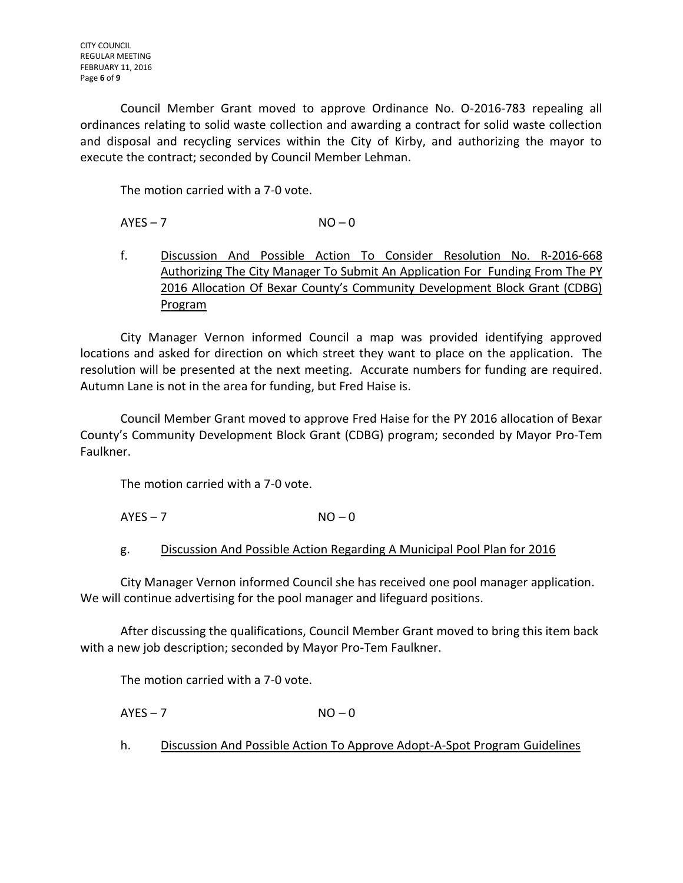Council Member Grant moved to approve Ordinance No. O-2016-783 repealing all ordinances relating to solid waste collection and awarding a contract for solid waste collection and disposal and recycling services within the City of Kirby, and authorizing the mayor to execute the contract; seconded by Council Member Lehman.

The motion carried with a 7-0 vote.

AYES – 7 NO – 0

f. Discussion And Possible Action To Consider Resolution No. R-2016-668 Authorizing The City Manager To Submit An Application For Funding From The PY 2016 Allocation Of Bexar County's Community Development Block Grant (CDBG) Program

City Manager Vernon informed Council a map was provided identifying approved locations and asked for direction on which street they want to place on the application. The resolution will be presented at the next meeting. Accurate numbers for funding are required. Autumn Lane is not in the area for funding, but Fred Haise is.

Council Member Grant moved to approve Fred Haise for the PY 2016 allocation of Bexar County's Community Development Block Grant (CDBG) program; seconded by Mayor Pro-Tem Faulkner.

The motion carried with a 7-0 vote.

AYES – 7 NO – 0

g. Discussion And Possible Action Regarding A Municipal Pool Plan for 2016

City Manager Vernon informed Council she has received one pool manager application. We will continue advertising for the pool manager and lifeguard positions.

After discussing the qualifications, Council Member Grant moved to bring this item back with a new job description; seconded by Mayor Pro-Tem Faulkner.

The motion carried with a 7-0 vote.

AYES – 7 NO – 0

h. Discussion And Possible Action To Approve Adopt-A-Spot Program Guidelines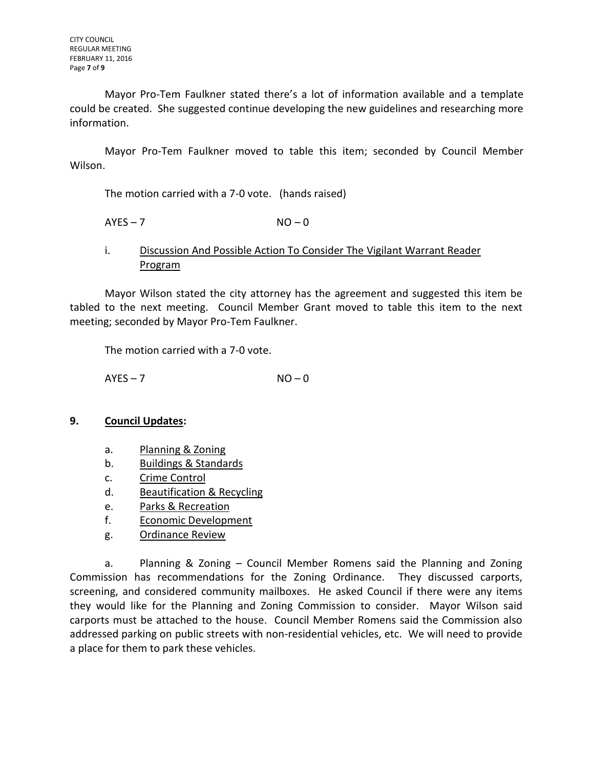Mayor Pro-Tem Faulkner stated there's a lot of information available and a template could be created. She suggested continue developing the new guidelines and researching more information.

Mayor Pro-Tem Faulkner moved to table this item; seconded by Council Member Wilson.

The motion carried with a 7-0 vote. (hands raised)

AYES – 7 NO – 0

i. Discussion And Possible Action To Consider The Vigilant Warrant Reader Program

Mayor Wilson stated the city attorney has the agreement and suggested this item be tabled to the next meeting. Council Member Grant moved to table this item to the next meeting; seconded by Mayor Pro-Tem Faulkner.

The motion carried with a 7-0 vote.

AYES – 7 NO – 0

**9. Council Updates:**

a. Planning & Zoning
b. Buildings & Standards
c. Crime Control
d. Beautification & Recycling
e. Parks & Recreation
f. Economic Development
g. Ordinance Review

a. Planning & Zoning – Council Member Romens said the Planning and Zoning Commission has recommendations for the Zoning Ordinance. They discussed carports, screening, and considered community mailboxes. He asked Council if there were any items they would like for the Planning and Zoning Commission to consider. Mayor Wilson said carports must be attached to the house. Council Member Romens said the Commission also addressed parking on public streets with non-residential vehicles, etc. We will need to provide a place for them to park these vehicles.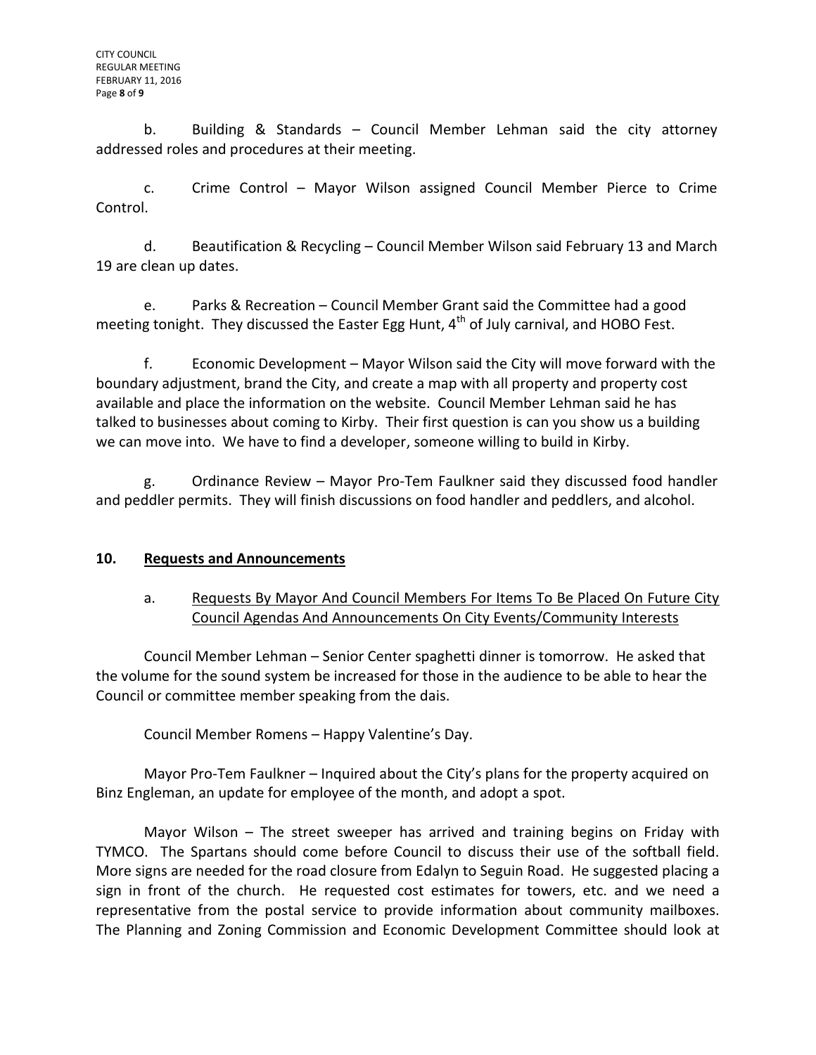b. Building & Standards – Council Member Lehman said the city attorney addressed roles and procedures at their meeting.

c. Crime Control – Mayor Wilson assigned Council Member Pierce to Crime Control.

d. Beautification & Recycling – Council Member Wilson said February 13 and March 19 are clean up dates.

e. Parks & Recreation – Council Member Grant said the Committee had a good meeting tonight. They discussed the Easter Egg Hunt, 4th of July carnival, and HOBO Fest.

f. Economic Development – Mayor Wilson said the City will move forward with the boundary adjustment, brand the City, and create a map with all property and property cost available and place the information on the website. Council Member Lehman said he has talked to businesses about coming to Kirby. Their first question is can you show us a building we can move into. We have to find a developer, someone willing to build in Kirby.

g. Ordinance Review – Mayor Pro-Tem Faulkner said they discussed food handler and peddler permits. They will finish discussions on food handler and peddlers, and alcohol.

## 10. Requests and Announcements

a. Requests By Mayor And Council Members For Items To Be Placed On Future City Council Agendas And Announcements On City Events/Community Interests

Council Member Lehman – Senior Center spaghetti dinner is tomorrow. He asked that the volume for the sound system be increased for those in the audience to be able to hear the Council or committee member speaking from the dais.

Council Member Romens – Happy Valentine's Day.

Mayor Pro-Tem Faulkner – Inquired about the City's plans for the property acquired on Binz Engleman, an update for employee of the month, and adopt a spot.

Mayor Wilson – The street sweeper has arrived and training begins on Friday with TYMCO. The Spartans should come before Council to discuss their use of the softball field. More signs are needed for the road closure from Edalyn to Seguin Road. He suggested placing a sign in front of the church. He requested cost estimates for towers, etc. and we need a representative from the postal service to provide information about community mailboxes. The Planning and Zoning Commission and Economic Development Committee should look at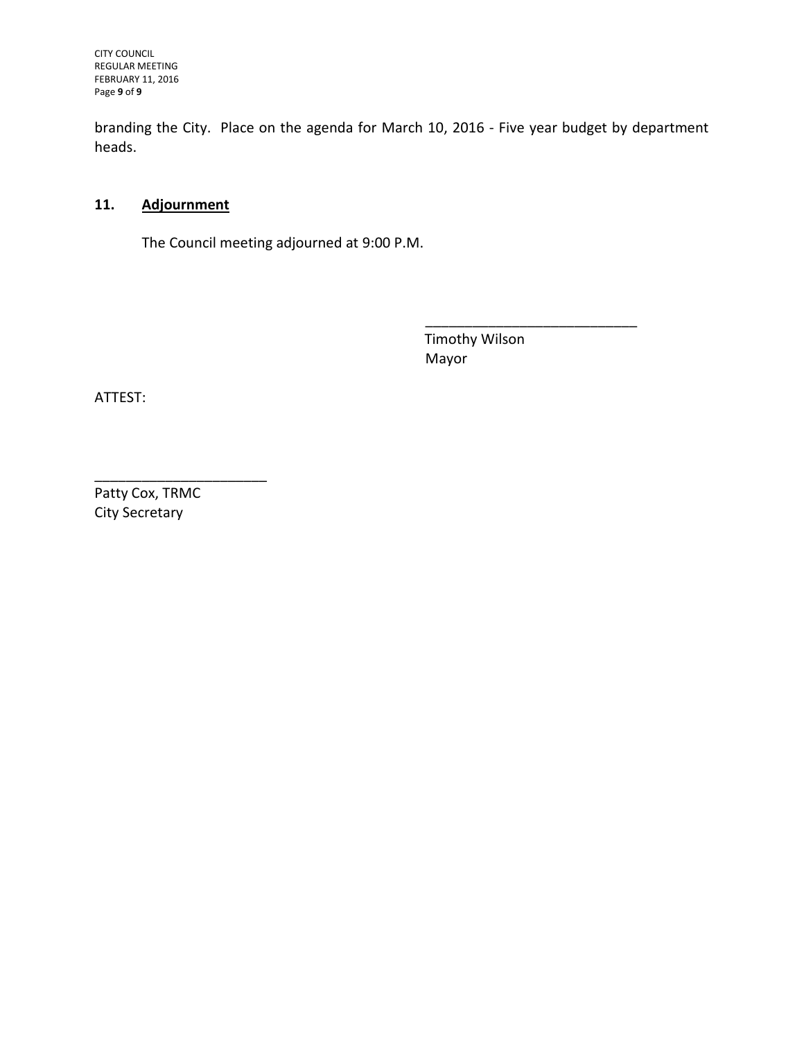branding the City. Place on the agenda for March 10, 2016 - Five year budget by department heads.

## 11. Adjournment

The Council meeting adjourned at 9:00 P.M.

___________________________
Timothy Wilson
Mayor

ATTEST:

______________________
Patty Cox, TRMC
City Secretary